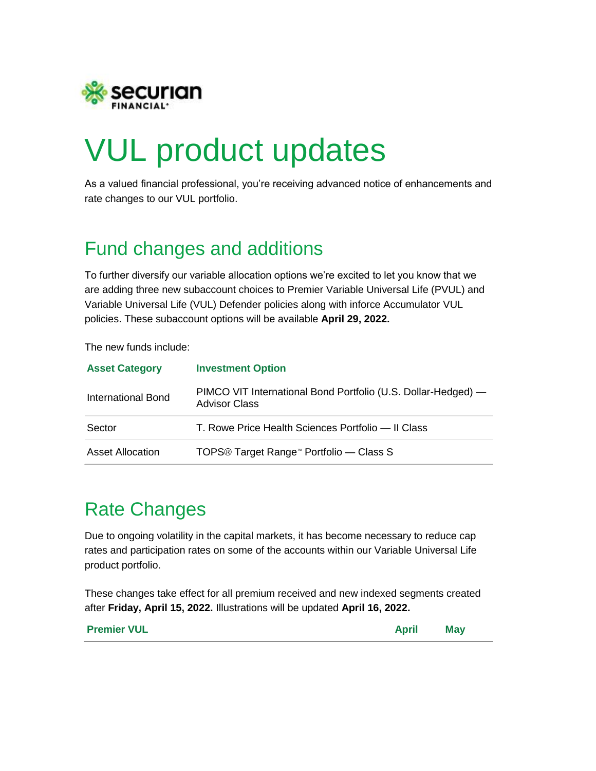# VUL product updates

As a valued financial professional, you're receiving advanced notice of enhancements and rate changes to our VUL portfolio.

## Fund changes and additions

To further diversify our variable allocation options we're excited to let you know that we are adding three new subaccount choices to Premier Variable Universal Life (PVUL) and Variable Universal Life (VUL) Defender policies along with inforce Accumulator VUL policies. These subaccount options will be available **April 29, 2022.**

The new funds include:

| Asset Category | Investment Option |
|---|---|
| International Bond | PIMCO VIT International Bond Portfolio (U.S. Dollar-Hedged) — Advisor Class |
| Sector | T. Rowe Price Health Sciences Portfolio — II Class |
| Asset Allocation | TOPS® Target Range™ Portfolio — Class S |

## Rate Changes

Due to ongoing volatility in the capital markets, it has become necessary to reduce cap rates and participation rates on some of the accounts within our Variable Universal Life product portfolio.

These changes take effect for all premium received and new indexed segments created after **Friday, April 15, 2022.** Illustrations will be updated **April 16, 2022.**

| Premier VUL | April | May |
|---|---|---|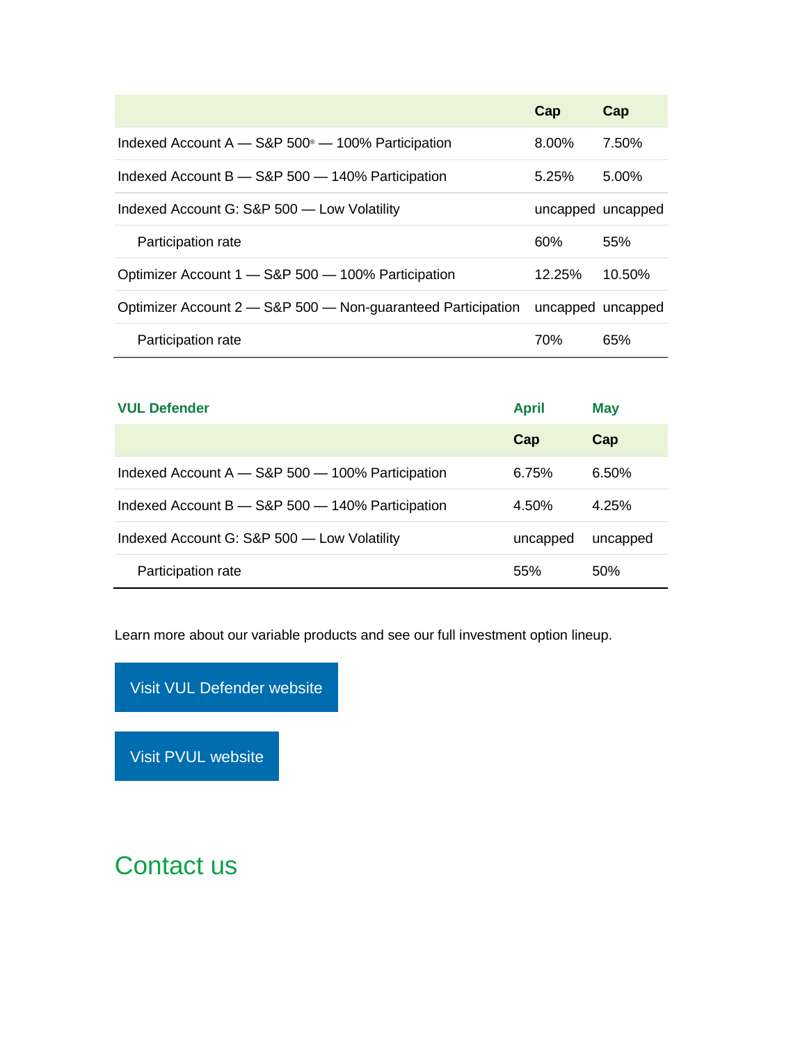| | Cap | Cap |
|---|---|---|
| Indexed Account A — S&P 500® — 100% Participation | 8.00% | 7.50% |
| Indexed Account B — S&P 500 — 140% Participation | 5.25% | 5.00% |
| Indexed Account G: S&P 500 — Low Volatility | uncapped | uncapped |
| Participation rate | 60% | 55% |
| Optimizer Account 1 — S&P 500 — 100% Participation | 12.25% | 10.50% |
| Optimizer Account 2 — S&P 500 — Non-guaranteed Participation | uncapped | uncapped |
| Participation rate | 70% | 65% |

| **VUL Defender** | **April** | **May** |
|---|---|---|
| | **Cap** | **Cap** |
| Indexed Account A — S&P 500 — 100% Participation | 6.75% | 6.50% |
| Indexed Account B — S&P 500 — 140% Participation | 4.50% | 4.25% |
| Indexed Account G: S&P 500 — Low Volatility | uncapped | uncapped |
| Participation rate | 55% | 50% |

Learn more about our variable products and see our full investment option lineup.

Visit VUL Defender website

Visit PVUL website

## Contact us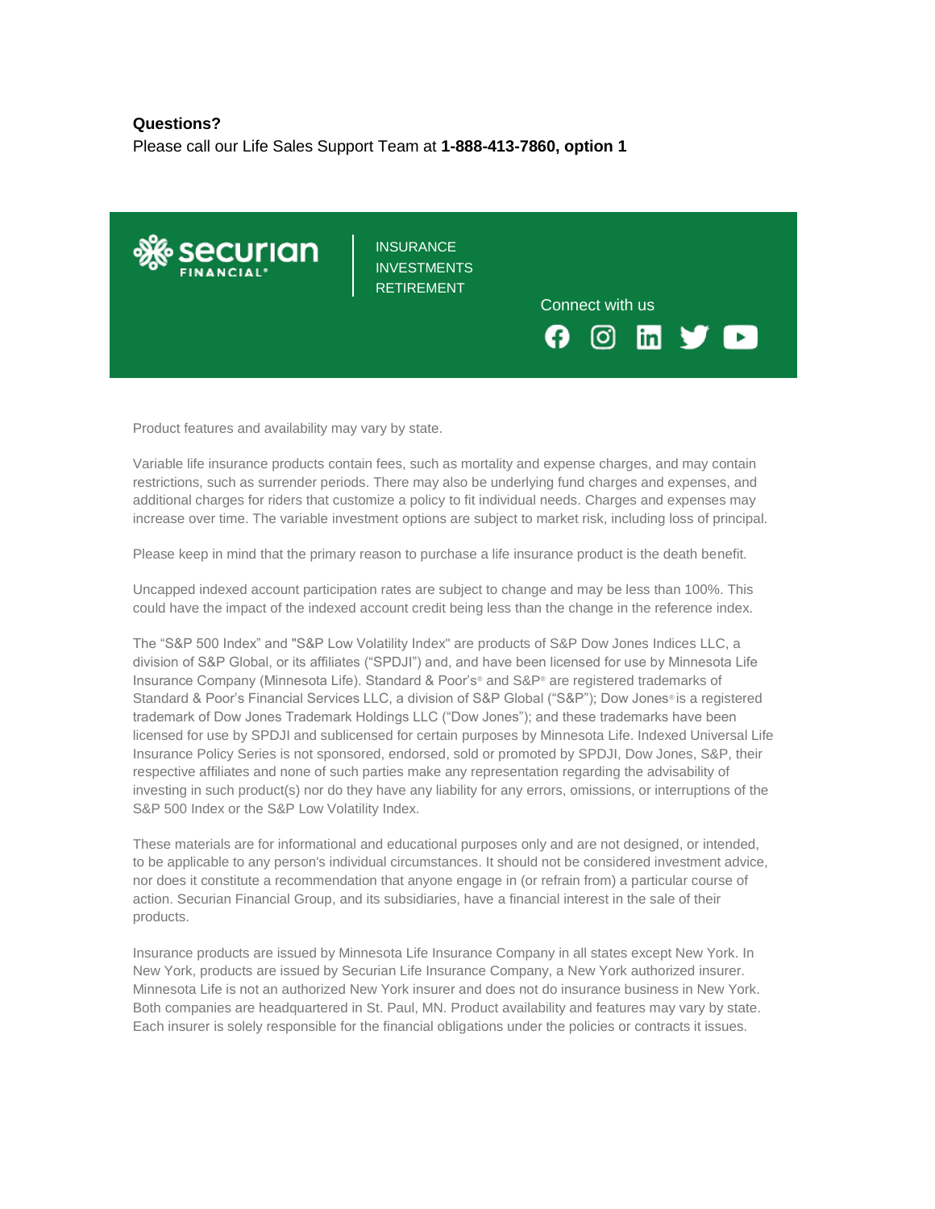**Questions?**
Please call our Life Sales Support Team at **1-888-413-7860, option 1**

securian FINANCIAL®

INSURANCE
INVESTMENTS
RETIREMENT

Connect with us

Product features and availability may vary by state.

Variable life insurance products contain fees, such as mortality and expense charges, and may contain restrictions, such as surrender periods. There may also be underlying fund charges and expenses, and additional charges for riders that customize a policy to fit individual needs. Charges and expenses may increase over time. The variable investment options are subject to market risk, including loss of principal.

Please keep in mind that the primary reason to purchase a life insurance product is the death benefit.

Uncapped indexed account participation rates are subject to change and may be less than 100%. This could have the impact of the indexed account credit being less than the change in the reference index.

The "S&P 500 Index" and "S&P Low Volatility Index" are products of S&P Dow Jones Indices LLC, a division of S&P Global, or its affiliates ("SPDJI") and, and have been licensed for use by Minnesota Life Insurance Company (Minnesota Life). Standard & Poor's® and S&P® are registered trademarks of Standard & Poor's Financial Services LLC, a division of S&P Global ("S&P"); Dow Jones® is a registered trademark of Dow Jones Trademark Holdings LLC ("Dow Jones"); and these trademarks have been licensed for use by SPDJI and sublicensed for certain purposes by Minnesota Life. Indexed Universal Life Insurance Policy Series is not sponsored, endorsed, sold or promoted by SPDJI, Dow Jones, S&P, their respective affiliates and none of such parties make any representation regarding the advisability of investing in such product(s) nor do they have any liability for any errors, omissions, or interruptions of the S&P 500 Index or the S&P Low Volatility Index.

These materials are for informational and educational purposes only and are not designed, or intended, to be applicable to any person's individual circumstances. It should not be considered investment advice, nor does it constitute a recommendation that anyone engage in (or refrain from) a particular course of action. Securian Financial Group, and its subsidiaries, have a financial interest in the sale of their products.

Insurance products are issued by Minnesota Life Insurance Company in all states except New York. In New York, products are issued by Securian Life Insurance Company, a New York authorized insurer. Minnesota Life is not an authorized New York insurer and does not do insurance business in New York. Both companies are headquartered in St. Paul, MN. Product availability and features may vary by state. Each insurer is solely responsible for the financial obligations under the policies or contracts it issues.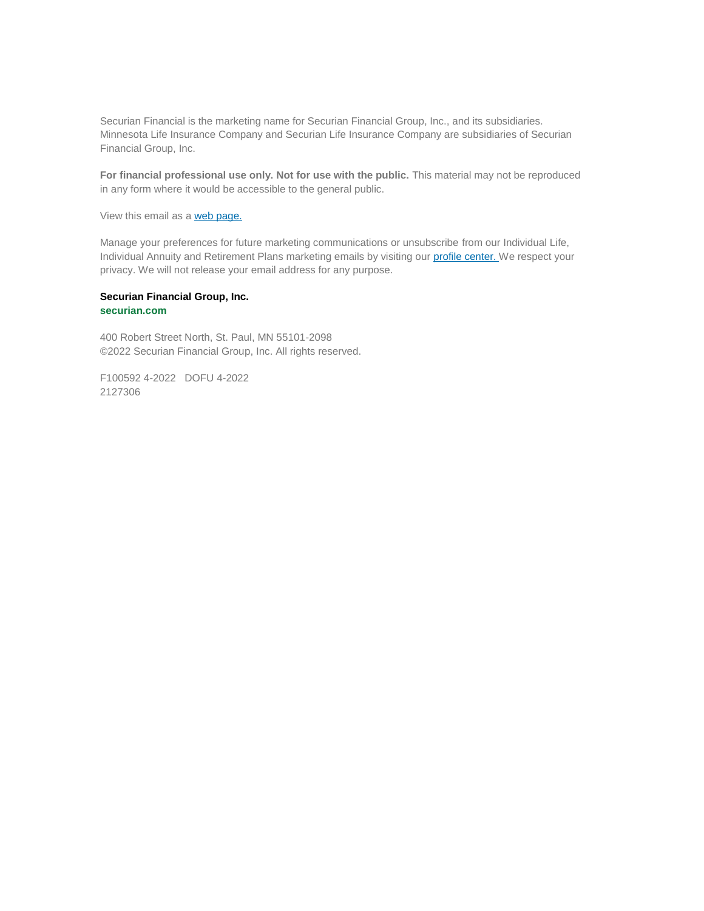Securian Financial is the marketing name for Securian Financial Group, Inc., and its subsidiaries. Minnesota Life Insurance Company and Securian Life Insurance Company are subsidiaries of Securian Financial Group, Inc.

**For financial professional use only. Not for use with the public.** This material may not be reproduced in any form where it would be accessible to the general public.

View this email as a web page.

Manage your preferences for future marketing communications or unsubscribe from our Individual Life, Individual Annuity and Retirement Plans marketing emails by visiting our profile center. We respect your privacy. We will not release your email address for any purpose.

**Securian Financial Group, Inc.**
**securian.com**

400 Robert Street North, St. Paul, MN 55101-2098
©2022 Securian Financial Group, Inc. All rights reserved.

F100592 4-2022 DOFU 4-2022
2127306